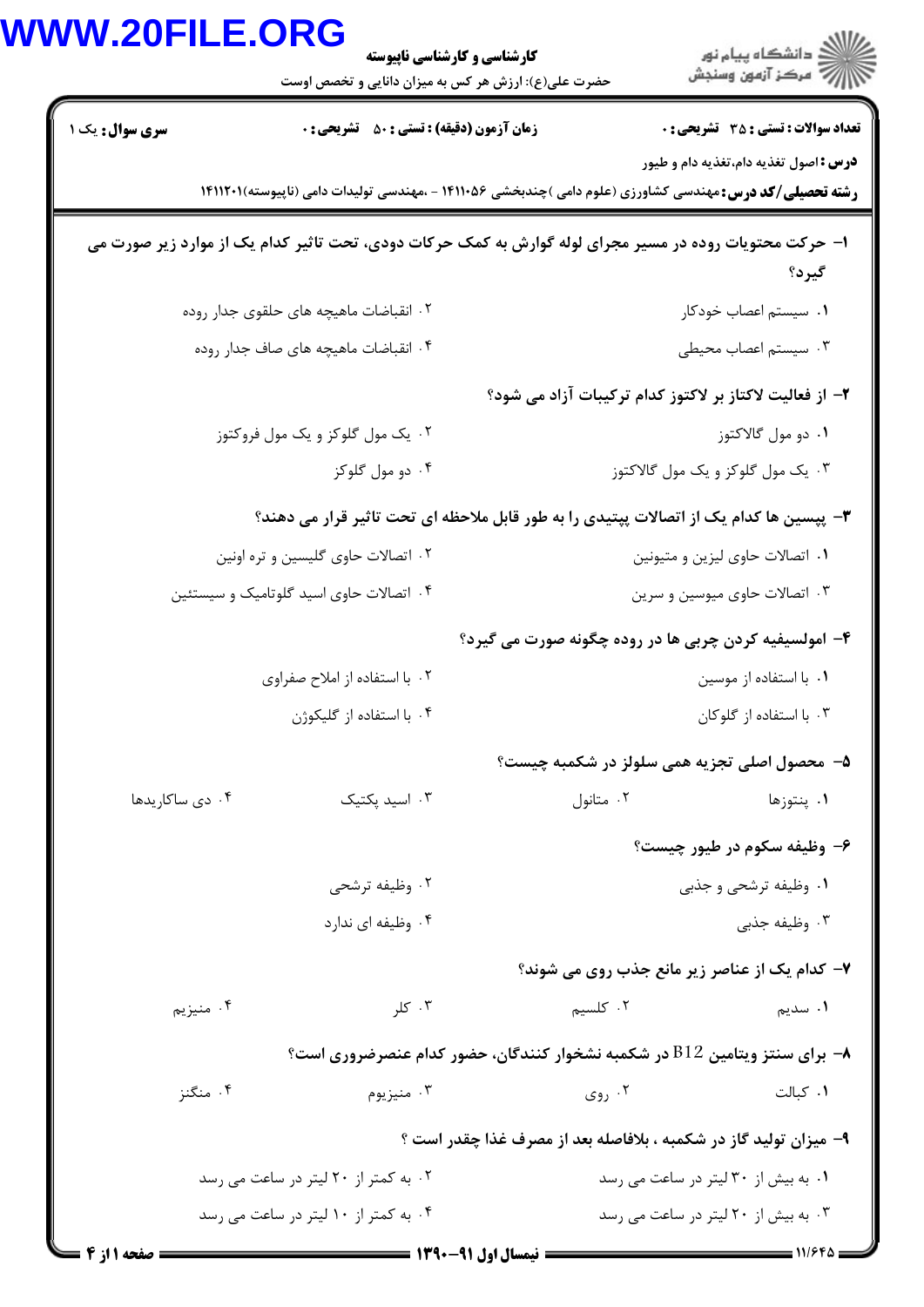**کارشناسی و کارشناسی ناپیوسته**

حضرت علی(ع): ارزش هر کس به میزان دانایی و تخصص اوست

دانشگاه پیام نور - مرکز آزمون وسنجش

**سری سوال:** یک ۱

**زمان آزمون (دقیقه) : تستی : ۵۰ تشریحی : ۰**

**تعداد سوالات : تستی : ۳۵ تشریحی : ۰**

**درس :** اصول تغذیه دام،تغذیه دام و طیور

**رشته تحصیلی/کد درس:** مهندسی کشاورزی (علوم دامی )چندبخشی ۱۴۱۱۰۵۶ - ،مهندسی تولیدات دامی (ناپیوسته)۱۴۱۱۲۰۱

**۱- حرکت محتویات روده در مسیر مجرای لوله گوارش به کمک حرکات دودی، تحت تاثیر کدام یک از موارد زیر صورت می گیرد؟**

۱. سیستم اعصاب خودکار

۲. انقباضات ماهیچه های حلقوی جدار روده

۳. سیستم اعصاب محیطی

۴. انقباضات ماهیچه های صاف جدار روده

**۲- از فعالیت لاکتاز بر لاکتوز کدام ترکیبات آزاد می شود؟**

۱. دو مول گالاکتوز

۲. یک مول گلوکز و یک مول فروکتوز

۳. یک مول گلوکز و یک مول گالاکتوز

۴. دو مول گلوکز

**۳- پپسین ها کدام یک از اتصالات پپتیدی را به طور قابل ملاحظه ای تحت تاثیر قرار می دهند؟**

۱. اتصالات حاوی لیزین و متیونین

۲. اتصالات حاوی گلیسین و تره اونین

۳. اتصالات حاوی میوسین و سرین

۴. اتصالات حاوی اسید گلوتامیک و سیستئین

**۴- امولسیفیه کردن چربی ها در روده چگونه صورت می گیرد؟**

۱. با استفاده از موسین

۲. با استفاده از املاح صفراوی

۳. با استفاده از گلوکان

۴. با استفاده از گلیکوژن

**۵- محصول اصلی تجزیه همی سلولز در شکمبه چیست؟**

۱. پنتوزها

۲. متانول

۳. اسید پکتیک

۴. دی ساکاریدها

**۶- وظیفه سکوم در طیور چیست؟**

۱. وظیفه ترشحی و جذبی

۲. وظیفه ترشحی

۳. وظیفه جذبی

۴. وظیفه ای ندارد

**۷- کدام یک از عناصر زیر مانع جذب روی می شوند؟**

۱. سدیم

۲. کلسیم

۳. کلر

۴. منیزیم

**۸- برای سنتز ویتامین B12 در شکمبه نشخوار کنندگان، حضور کدام عنصرضروری است؟**

۱. کبالت

۲. روی

۳. منیزیوم

۴. منگنز

**۹- میزان تولید گاز در شکمبه ، بلافاصله بعد از مصرف غذا چقدر است ؟**

۱. به بیش از ۳۰ لیتر در ساعت می رسد

۲. به کمتر از ۲۰ لیتر در ساعت می رسد

۳. به بیش از ۲۰ لیتر در ساعت می رسد

۴. به کمتر از ۱۰ لیتر در ساعت می رسد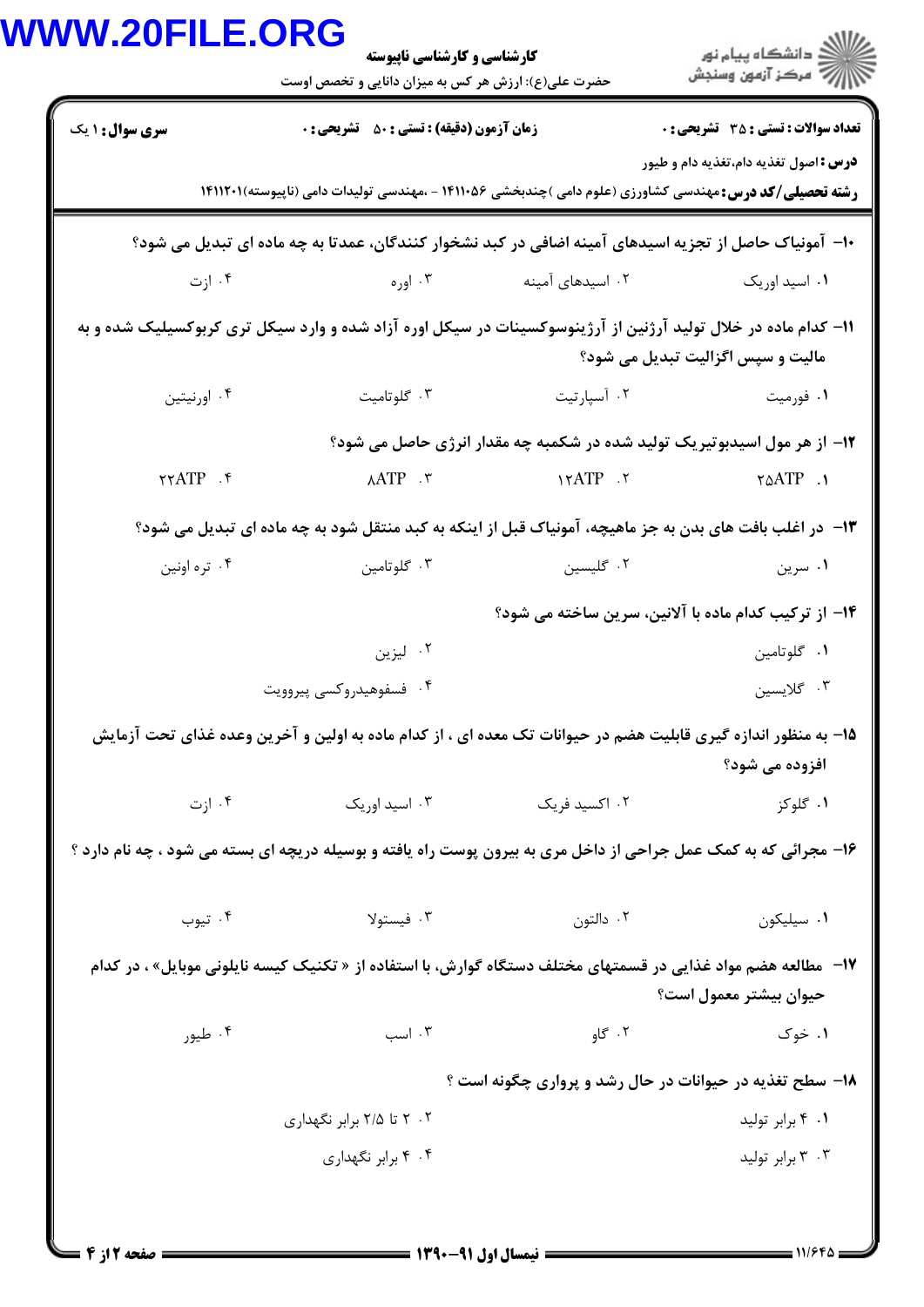**تعداد سوالات : تستی : ۳۵ تشریحی : ۰** | **زمان آزمون (دقیقه) : تستی : ۵۰ تشریحی : ۰** | **سری سوال : ۱ یک**

**درس :** اصول تغذیه دام،تغذیه دام و طیور

**رشته تحصیلی/کد درس :** مهندسی کشاورزی (علوم دامی )چندبخشی ۱۴۱۱۰۵۶ - ،مهندسی تولیدات دامی (ناپیوسته)۱۴۱۱۲۰۱

۱۰- آمونیاک حاصل از تجزیه اسیدهای آمینه اضافی در کبد نشخوار کنندگان، عمدتا به چه ماده ای تبدیل می شود؟

۱. اسید اوریک
۲. اسیدهای آمینه
۳. اوره
۴. ازت

۱۱- کدام ماده در خلال تولید آرژنین از آرژینوسوکسینات در سیکل اوره آزاد شده و وارد سیکل تری کربوکسیلیک شده و به مالیت و سپس اگزالیت تبدیل می شود؟

۱. فورمیت
۲. آسپارتیت
۳. گلوتامیت
۴. اورنیتین

۱۲- از هر مول اسیدبوتیریک تولید شده در شکمبه چه مقدار انرژی حاصل می شود؟

۱. ۲۵ATP
۲. ۱۲ATP
۳. ۸ATP
۴. ۲۲ATP

۱۳- در اغلب بافت های بدن به جز ماهیچه، آمونیاک قبل از اینکه به کبد منتقل شود به چه ماده ای تبدیل می شود؟

۱. سرین
۲. گلیسین
۳. گلوتامین
۴. تره اونین

۱۴- از ترکیب کدام ماده با آلانین، سرین ساخته می شود؟

۱. گلوتامین
۲. لیزین
۳. گلایسین
۴. فسفوهیدروکسی پیروویت

۱۵- به منظور اندازه گیری قابلیت هضم در حیوانات تک معده ای ، از کدام ماده به اولین و آخرین وعده غذای تحت آزمایش افزوده می شود؟

۱. گلوکز
۲. اکسید فریک
۳. اسید اوریک
۴. ازت

۱۶- مجرائی که به کمک عمل جراحی از داخل مری به بیرون پوست راه یافته و بوسیله دریچه ای بسته می شود ، چه نام دارد ؟

۱. سیلیکون
۲. دالتون
۳. فیستولا
۴. تیوب

۱۷- مطالعه هضم مواد غذایی در قسمتهای مختلف دستگاه گوارش، با استفاده از « تکنیک کیسه نایلونی موبایل» ، در کدام حیوان بیشتر معمول است؟

۱. خوک
۲. گاو
۳. اسب
۴. طیور

۱۸- سطح تغذیه در حیوانات در حال رشد و پرواری چگونه است ؟

۱. ۴ برابر تولید
۲. ۲ تا ۲/۵ برابر نگهداری
۳. ۳ برابر تولید
۴. ۴ برابر نگهداری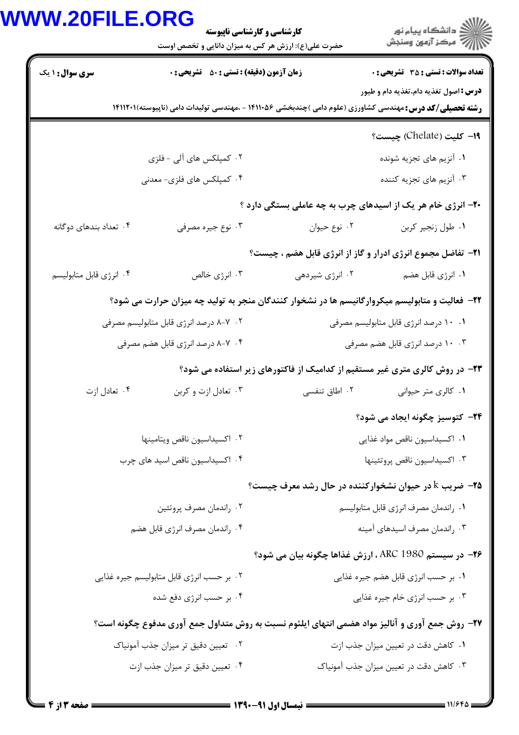۱۹- کلیت (Chelate) چیست؟

۱. آنزیم های تجزیه شونده

۲. کمپلکس های آلی - فلزی

۳. آنزیم های تجزیه کننده

۴. کمپلکس های فلزی- معدنی

۲۰- انرژی خام هر یک از اسیدهای چرب به چه عاملی بستگی دارد ؟

۱. طول زنجیر کربن

۲. نوع حیوان

۳. نوع جیره مصرفی

۴. تعداد بندهای دوگانه

۲۱- تفاضل مجموع انرژی ادرار و گاز از انرژی قابل هضم ، چیست؟

۱. انرژی قابل هضم

۲. انرژی شیردهی

۳. انرژی خالص

۴. انرژی قابل متابولیسم

۲۲- فعالیت و متابولیسم میکروارگانیسم ها در نشخوار کنندگان منجر به تولید چه میزان حرارت می شود؟

۱. ۱۰ درصد انرژی قابل متابولیسم مصرفی

۲. ۷-۸ درصد انرژی قابل متابولیسم مصرفی

۳. ۱۰ درصد انرژی قابل هضم مصرفی

۴. ۷-۸ درصد انرژی قابل هضم مصرفی

۲۳- در روش کالری متری غیر مستقیم از کدامیک از فاکتورهای زیر استفاده می شود؟

۱. کالری متر حیوانی

۲. اطاق تنفسی

۳. تعادل ازت و کربن

۴. تعادل ازت

۲۴- کتوسیز چگونه ایجاد می شود؟

۱. اکسیداسیون ناقص مواد غذایی

۲. اکسیداسیون ناقص ویتامینها

۳. اکسیداسیون ناقص پروتئینها

۴. اکسیداسیون ناقص اسید های چرب

۲۵- ضریب k در حیوان نشخوارکننده در حال رشد معرف چیست؟

۱. راندمان مصرف انرژی قابل متابولیسم

۲. راندمان مصرف پروتئین

۳. راندمان مصرف اسیدهای آمینه

۴. راندمان مصرف انرژی قابل هضم

۲۶- در سیستم ARC 1980 ، ارزش غذاها چگونه بیان می شود؟

۱. بر حسب انرژی قابل هضم جیره غذایی

۲. بر حسب انرژی قابل متابولیسم جیره غذایی

۳. بر حسب انرژی خام جیره غذایی

۴. بر حسب انرژی دفع شده

۲۷- روش جمع آوری و آنالیز مواد هضمی انتهای ایلئوم نسبت به روش متداول جمع آوری مدفوع چگونه است؟

۱. کاهش دقت در تعیین میزان جذب ازت

۲. تعیین دقیق تر میزان جذب آمونیاک

۳. کاهش دقت در تعیین میزان جذب آمونیاک

۴. تعیین دقیق تر میزان جذب ازت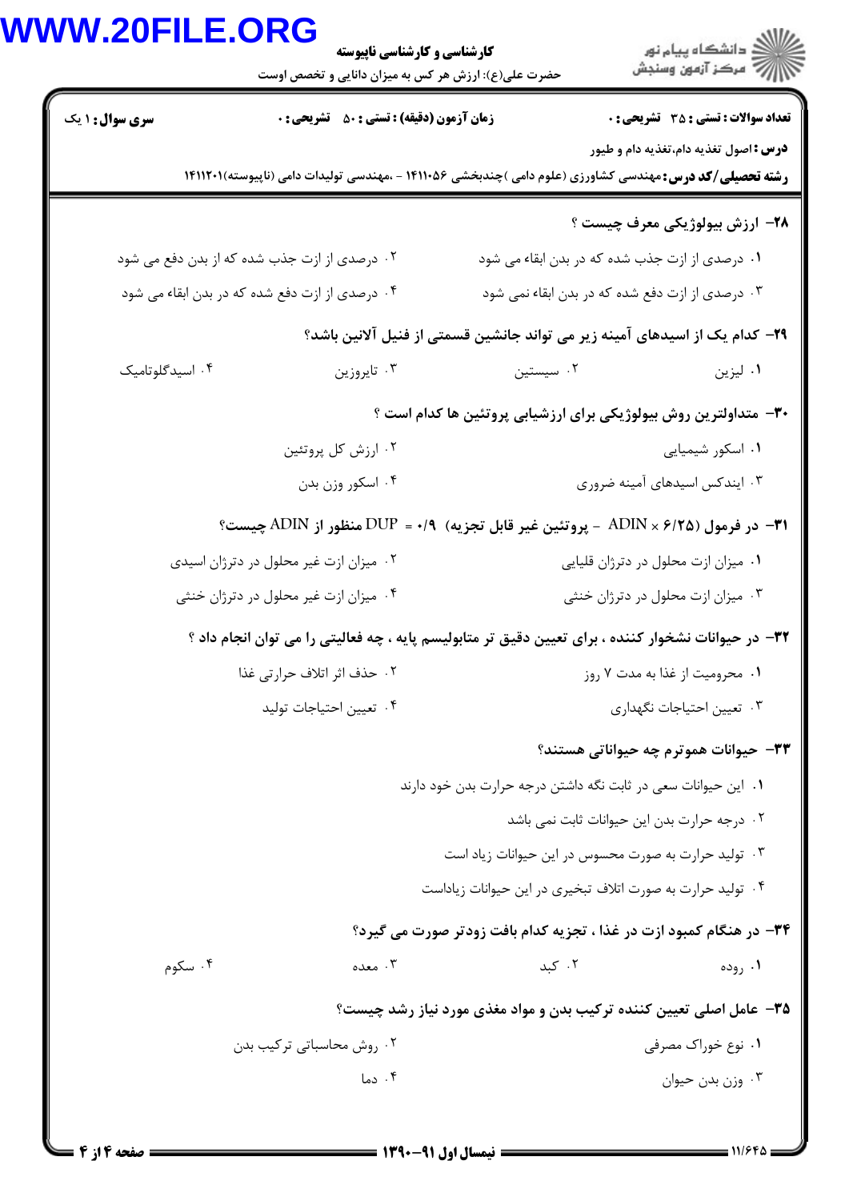**سری سوال:** ۱ یک | **زمان آزمون (دقیقه):** تستی : ۵۰ تشریحی : ۰ | **تعداد سوالات:** تستی : ۳۵ تشریحی : ۰

**درس:** اصول تغذیه دام،تغذیه دام و طیور

**رشته تحصیلی/کد درس:** مهندسی کشاورزی (علوم دامی )چندبخشی ۱۴۱۱۰۵۶ - ،مهندسی تولیدات دامی (ناپیوسته)۱۴۱۱۲۰۱

**۲۸- ارزش بیولوژیکی معرف چیست ؟**

۱. درصدی از ازت جذب شده که در بدن ابقاء می شود

۲. درصدی از ازت جذب شده که از بدن دفع می شود

۳. درصدی از ازت دفع شده که در بدن ابقاء نمی شود

۴. درصدی از ازت دفع شده که در بدن ابقاء می شود

**۲۹- کدام یک از اسیدهای آمینه زیر می تواند جانشین قسمتی از فنیل آلانین باشد؟**

۱. لیزین

۲. سیستین

۳. تایروزین

۴. اسیدگلوتامیک

**۳۰- متداولترین روش بیولوژیکی برای ارزشیابی پروتئین ها کدام است ؟**

۱. اسکور شیمیایی

۲. ارزش کل پروتئین

۳. ایندکس اسیدهای آمینه ضروری

۴. اسکور وزن بدن

**۳۱- در فرمول (۶/۲۵ × ADIN - پروتئین غیر قابل تجزیه) ۰/۹ = DUP منظور از ADIN چیست؟**

۱. میزان ازت محلول در دترژان قلیایی

۲. میزان ازت غیر محلول در دترژان اسیدی

۳. میزان ازت محلول در دترژان خنثی

۴. میزان ازت غیر محلول در دترژان خنثی

**۳۲- در حیوانات نشخوار کننده ، برای تعیین دقیق تر متابولیسم پایه ، چه فعالیتی را می توان انجام داد ؟**

۱. محرومیت از غذا به مدت ۷ روز

۲. حذف اثر اتلاف حرارتی غذا

۳. تعیین احتیاجات نگهداری

۴. تعیین احتیاجات تولید

**۳۳- حیوانات هموترم چه حیواناتی هستند؟**

۱. این حیوانات سعی در ثابت نگه داشتن درجه حرارت بدن خود دارند

۲. درجه حرارت بدن این حیوانات ثابت نمی باشد

۳. تولید حرارت به صورت محسوس در این حیوانات زیاد است

۴. تولید حرارت به صورت اتلاف تبخیری در این حیوانات زیاداست

**۳۴- در هنگام کمبود ازت در غذا ، تجزیه کدام بافت زودتر صورت می گیرد؟**

۱. روده

۲. کبد

۳. معده

۴. سکوم

**۳۵- عامل اصلی تعیین کننده ترکیب بدن و مواد مغذی مورد نیاز رشد چیست؟**

۱. نوع خوراک مصرفی

۲. روش محاسباتی ترکیب بدن

۳. وزن بدن حیوان

۴. دما